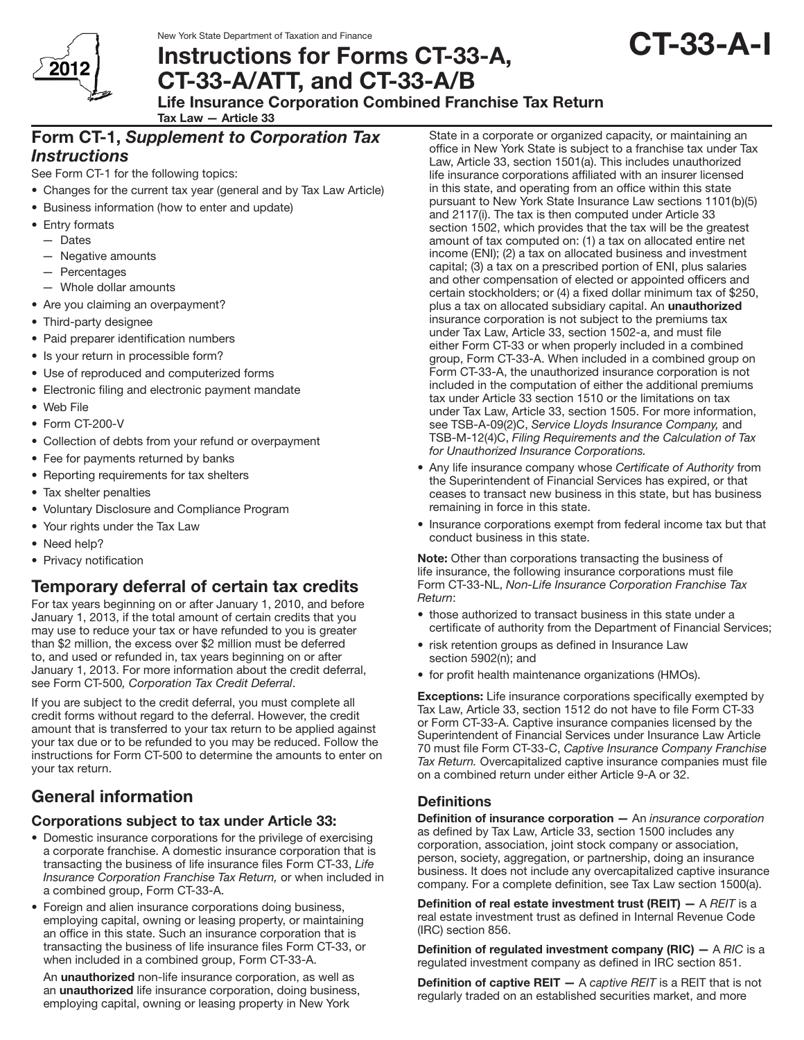New York State Department of Taxation and Finance

# Instructions for Forms CT-33-A, CT-33-A/ATT, and CT-33-A/B

**CT-33-A-I**

**2012**

**Life Insurance Corporation Combined Franchise Tax Return**

**Tax Law — Article 33**

## Form CT-1, *Supplement to Corporation Tax Instructions*

See Form CT-1 for the following topics:

- Changes for the current tax year (general and by Tax Law Article)
- Business information (how to enter and update)
- Entry formats
  - Dates
  - Negative amounts
  - Percentages
  - Whole dollar amounts
- Are you claiming an overpayment?
- Third-party designee
- Paid preparer identification numbers
- Is your return in processible form?
- Use of reproduced and computerized forms
- Electronic filing and electronic payment mandate
- Web File
- Form CT-200-V
- Collection of debts from your refund or overpayment
- Fee for payments returned by banks
- Reporting requirements for tax shelters
- Tax shelter penalties
- Voluntary Disclosure and Compliance Program
- Your rights under the Tax Law
- Need help?
- Privacy notification

## Temporary deferral of certain tax credits

For tax years beginning on or after January 1, 2010, and before January 1, 2013, if the total amount of certain credits that you may use to reduce your tax or have refunded to you is greater than $2 million, the excess over $2 million must be deferred to, and used or refunded in, tax years beginning on or after January 1, 2013. For more information about the credit deferral, see Form CT-500*, Corporation Tax Credit Deferral*.

If you are subject to the credit deferral, you must complete all credit forms without regard to the deferral. However, the credit amount that is transferred to your tax return to be applied against your tax due or to be refunded to you may be reduced. Follow the instructions for Form CT-500 to determine the amounts to enter on your tax return.

## General information

### Corporations subject to tax under Article 33:

- Domestic insurance corporations for the privilege of exercising a corporate franchise. A domestic insurance corporation that is transacting the business of life insurance files Form CT-33, *Life Insurance Corporation Franchise Tax Return,* or when included in a combined group, Form CT-33-A.
- Foreign and alien insurance corporations doing business, employing capital, owning or leasing property, or maintaining an office in this state. Such an insurance corporation that is transacting the business of life insurance files Form CT-33, or when included in a combined group, Form CT-33-A.

  An **unauthorized** non-life insurance corporation, as well as an **unauthorized** life insurance corporation, doing business, employing capital, owning or leasing property in New York State in a corporate or organized capacity, or maintaining an office in New York State is subject to a franchise tax under Tax Law, Article 33, section 1501(a). This includes unauthorized life insurance corporations affiliated with an insurer licensed in this state, and operating from an office within this state pursuant to New York State Insurance Law sections 1101(b)(5) and 2117(i). The tax is then computed under Article 33 section 1502, which provides that the tax will be the greatest amount of tax computed on: (1) a tax on allocated entire net income (ENI); (2) a tax on allocated business and investment capital; (3) a tax on a prescribed portion of ENI, plus salaries and other compensation of elected or appointed officers and certain stockholders; or (4) a fixed dollar minimum tax of $250, plus a tax on allocated subsidiary capital. An **unauthorized** insurance corporation is not subject to the premiums tax under Tax Law, Article 33, section 1502-a, and must file either Form CT-33 or when properly included in a combined group, Form CT-33-A. When included in a combined group on Form CT-33-A, the unauthorized insurance corporation is not included in the computation of either the additional premiums tax under Article 33 section 1510 or the limitations on tax under Tax Law, Article 33, section 1505. For more information, see TSB-A-09(2)C, *Service Lloyds Insurance Company,* and TSB-M-12(4)C, *Filing Requirements and the Calculation of Tax for Unauthorized Insurance Corporations.*
- Any life insurance company whose *Certificate of Authority* from the Superintendent of Financial Services has expired, or that ceases to transact new business in this state, but has business remaining in force in this state.
- Insurance corporations exempt from federal income tax but that conduct business in this state.

**Note:** Other than corporations transacting the business of life insurance, the following insurance corporations must file Form CT-33-NL, *Non-Life Insurance Corporation Franchise Tax Return*:

- those authorized to transact business in this state under a certificate of authority from the Department of Financial Services;
- risk retention groups as defined in Insurance Law section 5902(n); and
- for profit health maintenance organizations (HMOs).

**Exceptions:** Life insurance corporations specifically exempted by Tax Law, Article 33, section 1512 do not have to file Form CT-33 or Form CT-33-A. Captive insurance companies licensed by the Superintendent of Financial Services under Insurance Law Article 70 must file Form CT-33-C, *Captive Insurance Company Franchise Tax Return.* Overcapitalized captive insurance companies must file on a combined return under either Article 9-A or 32.

### Definitions

**Definition of insurance corporation —** An *insurance corporation* as defined by Tax Law, Article 33, section 1500 includes any corporation, association, joint stock company or association, person, society, aggregation, or partnership, doing an insurance business. It does not include any overcapitalized captive insurance company. For a complete definition, see Tax Law section 1500(a).

**Definition of real estate investment trust (REIT) —** A *REIT* is a real estate investment trust as defined in Internal Revenue Code (IRC) section 856.

**Definition of regulated investment company (RIC) —** A *RIC* is a regulated investment company as defined in IRC section 851.

**Definition of captive REIT —** A *captive REIT* is a REIT that is not regularly traded on an established securities market, and more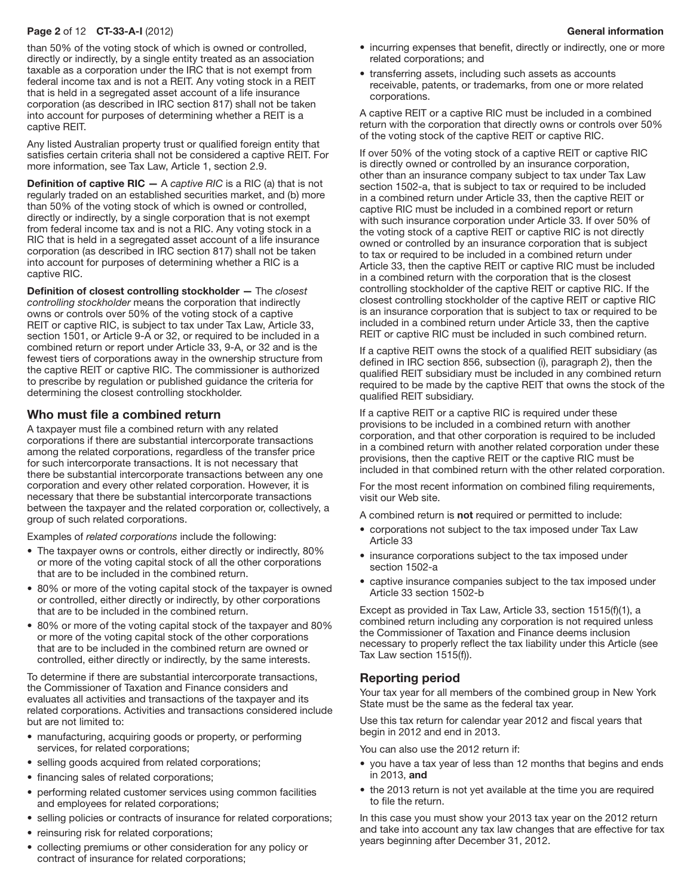than 50% of the voting stock of which is owned or controlled, directly or indirectly, by a single entity treated as an association taxable as a corporation under the IRC that is not exempt from federal income tax and is not a REIT. Any voting stock in a REIT that is held in a segregated asset account of a life insurance corporation (as described in IRC section 817) shall not be taken into account for purposes of determining whether a REIT is a captive REIT.

Any listed Australian property trust or qualified foreign entity that satisfies certain criteria shall not be considered a captive REIT. For more information, see Tax Law, Article 1, section 2.9.

**Definition of captive RIC —** A *captive RIC* is a RIC (a) that is not regularly traded on an established securities market, and (b) more than 50% of the voting stock of which is owned or controlled, directly or indirectly, by a single corporation that is not exempt from federal income tax and is not a RIC. Any voting stock in a RIC that is held in a segregated asset account of a life insurance corporation (as described in IRC section 817) shall not be taken into account for purposes of determining whether a RIC is a captive RIC.

**Definition of closest controlling stockholder —** The *closest controlling stockholder* means the corporation that indirectly owns or controls over 50% of the voting stock of a captive REIT or captive RIC, is subject to tax under Tax Law, Article 33, section 1501, or Article 9-A or 32, or required to be included in a combined return or report under Article 33, 9-A, or 32 and is the fewest tiers of corporations away in the ownership structure from the captive REIT or captive RIC. The commissioner is authorized to prescribe by regulation or published guidance the criteria for determining the closest controlling stockholder.

## Who must file a combined return

A taxpayer must file a combined return with any related corporations if there are substantial intercorporate transactions among the related corporations, regardless of the transfer price for such intercorporate transactions. It is not necessary that there be substantial intercorporate transactions between any one corporation and every other related corporation. However, it is necessary that there be substantial intercorporate transactions between the taxpayer and the related corporation or, collectively, a group of such related corporations.

Examples of *related corporations* include the following:

- The taxpayer owns or controls, either directly or indirectly, 80% or more of the voting capital stock of all the other corporations that are to be included in the combined return.
- 80% or more of the voting capital stock of the taxpayer is owned or controlled, either directly or indirectly, by other corporations that are to be included in the combined return.
- 80% or more of the voting capital stock of the taxpayer and 80% or more of the voting capital stock of the other corporations that are to be included in the combined return are owned or controlled, either directly or indirectly, by the same interests.

To determine if there are substantial intercorporate transactions, the Commissioner of Taxation and Finance considers and evaluates all activities and transactions of the taxpayer and its related corporations. Activities and transactions considered include but are not limited to:

- manufacturing, acquiring goods or property, or performing services, for related corporations;
- selling goods acquired from related corporations;
- financing sales of related corporations;
- performing related customer services using common facilities and employees for related corporations;
- selling policies or contracts of insurance for related corporations;
- reinsuring risk for related corporations;
- collecting premiums or other consideration for any policy or contract of insurance for related corporations;
- incurring expenses that benefit, directly or indirectly, one or more related corporations; and
- transferring assets, including such assets as accounts receivable, patents, or trademarks, from one or more related corporations.

A captive REIT or a captive RIC must be included in a combined return with the corporation that directly owns or controls over 50% of the voting stock of the captive REIT or captive RIC.

If over 50% of the voting stock of a captive REIT or captive RIC is directly owned or controlled by an insurance corporation, other than an insurance company subject to tax under Tax Law section 1502-a, that is subject to tax or required to be included in a combined return under Article 33, then the captive REIT or captive RIC must be included in a combined report or return with such insurance corporation under Article 33. If over 50% of the voting stock of a captive REIT or captive RIC is not directly owned or controlled by an insurance corporation that is subject to tax or required to be included in a combined return under Article 33, then the captive REIT or captive RIC must be included in a combined return with the corporation that is the closest controlling stockholder of the captive REIT or captive RIC. If the closest controlling stockholder of the captive REIT or captive RIC is an insurance corporation that is subject to tax or required to be included in a combined return under Article 33, then the captive REIT or captive RIC must be included in such combined return.

If a captive REIT owns the stock of a qualified REIT subsidiary (as defined in IRC section 856, subsection (i), paragraph 2), then the qualified REIT subsidiary must be included in any combined return required to be made by the captive REIT that owns the stock of the qualified REIT subsidiary.

If a captive REIT or a captive RIC is required under these provisions to be included in a combined return with another corporation, and that other corporation is required to be included in a combined return with another related corporation under these provisions, then the captive REIT or the captive RIC must be included in that combined return with the other related corporation.

For the most recent information on combined filing requirements, visit our Web site.

A combined return is **not** required or permitted to include:

- corporations not subject to the tax imposed under Tax Law Article 33
- insurance corporations subject to the tax imposed under section 1502-a
- captive insurance companies subject to the tax imposed under Article 33 section 1502-b

Except as provided in Tax Law, Article 33, section 1515(f)(1), a combined return including any corporation is not required unless the Commissioner of Taxation and Finance deems inclusion necessary to properly reflect the tax liability under this Article (see Tax Law section 1515(f)).

## Reporting period

Your tax year for all members of the combined group in New York State must be the same as the federal tax year.

Use this tax return for calendar year 2012 and fiscal years that begin in 2012 and end in 2013.

You can also use the 2012 return if:

- you have a tax year of less than 12 months that begins and ends in 2013, **and**
- the 2013 return is not yet available at the time you are required to file the return.

In this case you must show your 2013 tax year on the 2012 return and take into account any tax law changes that are effective for tax years beginning after December 31, 2012.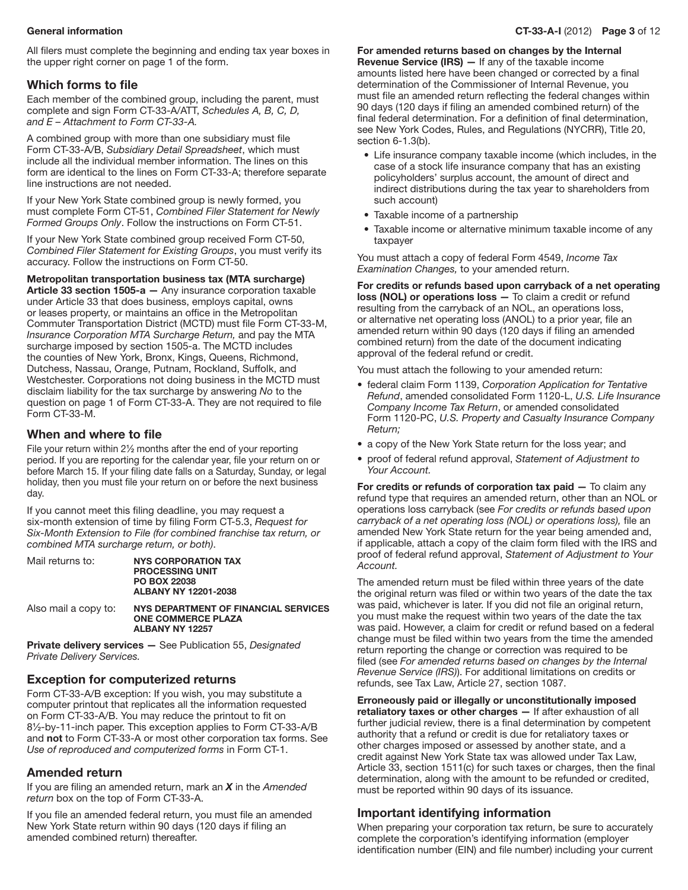## General information

All filers must complete the beginning and ending tax year boxes in the upper right corner on page 1 of the form.

### Which forms to file

Each member of the combined group, including the parent, must complete and sign Form CT-33-A/ATT, *Schedules A, B, C, D, and E – Attachment to Form CT-33-A.*

A combined group with more than one subsidiary must file Form CT-33-A/B, *Subsidiary Detail Spreadsheet*, which must include all the individual member information. The lines on this form are identical to the lines on Form CT-33-A; therefore separate line instructions are not needed.

If your New York State combined group is newly formed, you must complete Form CT-51, *Combined Filer Statement for Newly Formed Groups Only*. Follow the instructions on Form CT-51.

If your New York State combined group received Form CT-50, *Combined Filer Statement for Existing Groups*, you must verify its accuracy. Follow the instructions on Form CT-50.

**Metropolitan transportation business tax (MTA surcharge) Article 33 section 1505-a —** Any insurance corporation taxable under Article 33 that does business, employs capital, owns or leases property, or maintains an office in the Metropolitan Commuter Transportation District (MCTD) must file Form CT-33-M, *Insurance Corporation MTA Surcharge Return,* and pay the MTA surcharge imposed by section 1505-a. The MCTD includes the counties of New York, Bronx, Kings, Queens, Richmond, Dutchess, Nassau, Orange, Putnam, Rockland, Suffolk, and Westchester. Corporations not doing business in the MCTD must disclaim liability for the tax surcharge by answering *No* to the question on page 1 of Form CT-33-A. They are not required to file Form CT-33-M.

### When and where to file

File your return within 2½ months after the end of your reporting period. If you are reporting for the calendar year, file your return on or before March 15. If your filing date falls on a Saturday, Sunday, or legal holiday, then you must file your return on or before the next business day.

If you cannot meet this filing deadline, you may request a six-month extension of time by filing Form CT-5.3, *Request for Six-Month Extension to File (for combined franchise tax return, or combined MTA surcharge return, or both).*

Mail returns to:
**NYS CORPORATION TAX**
**PROCESSING UNIT**
**PO BOX 22038**
**ALBANY NY 12201-2038**

Also mail a copy to:
**NYS DEPARTMENT OF FINANCIAL SERVICES**
**ONE COMMERCE PLAZA**
**ALBANY NY 12257**

**Private delivery services —** See Publication 55, *Designated Private Delivery Services.*

### Exception for computerized returns

Form CT-33-A/B exception: If you wish, you may substitute a computer printout that replicates all the information requested on Form CT-33-A/B. You may reduce the printout to fit on 8½-by-11-inch paper. This exception applies to Form CT-33-A/B and **not** to Form CT-33-A or most other corporation tax forms. See *Use of reproduced and computerized forms* in Form CT-1.

### Amended return

If you are filing an amended return, mark an ***X*** in the *Amended return* box on the top of Form CT-33-A.

If you file an amended federal return, you must file an amended New York State return within 90 days (120 days if filing an amended combined return) thereafter.

**For amended returns based on changes by the Internal Revenue Service (IRS) —** If any of the taxable income amounts listed here have been changed or corrected by a final determination of the Commissioner of Internal Revenue, you must file an amended return reflecting the federal changes within 90 days (120 days if filing an amended combined return) of the final federal determination. For a definition of final determination, see New York Codes, Rules, and Regulations (NYCRR), Title 20, section 6-1.3(b).

- Life insurance company taxable income (which includes, in the case of a stock life insurance company that has an existing policyholders' surplus account, the amount of direct and indirect distributions during the tax year to shareholders from such account)
- Taxable income of a partnership
- Taxable income or alternative minimum taxable income of any taxpayer

You must attach a copy of federal Form 4549, *Income Tax Examination Changes,* to your amended return.

**For credits or refunds based upon carryback of a net operating loss (NOL) or operations loss —** To claim a credit or refund resulting from the carryback of an NOL, an operations loss, or alternative net operating loss (ANOL) to a prior year, file an amended return within 90 days (120 days if filing an amended combined return) from the date of the document indicating approval of the federal refund or credit.

You must attach the following to your amended return:

- federal claim Form 1139, *Corporation Application for Tentative Refund*, amended consolidated Form 1120-L, *U.S. Life Insurance Company Income Tax Return*, or amended consolidated Form 1120-PC, *U.S. Property and Casualty Insurance Company Return;*
- a copy of the New York State return for the loss year; and
- proof of federal refund approval, *Statement of Adjustment to Your Account.*

**For credits or refunds of corporation tax paid —** To claim any refund type that requires an amended return, other than an NOL or operations loss carryback (see *For credits or refunds based upon carryback of a net operating loss (NOL) or operations loss),* file an amended New York State return for the year being amended and, if applicable, attach a copy of the claim form filed with the IRS and proof of federal refund approval, *Statement of Adjustment to Your Account.*

The amended return must be filed within three years of the date the original return was filed or within two years of the date the tax was paid, whichever is later. If you did not file an original return, you must make the request within two years of the date the tax was paid. However, a claim for credit or refund based on a federal change must be filed within two years from the time the amended return reporting the change or correction was required to be filed (see *For amended returns based on changes by the Internal Revenue Service (IRS)*). For additional limitations on credits or refunds, see Tax Law, Article 27, section 1087.

**Erroneously paid or illegally or unconstitutionally imposed retaliatory taxes or other charges —** If after exhaustion of all further judicial review, there is a final determination by competent authority that a refund or credit is due for retaliatory taxes or other charges imposed or assessed by another state, and a credit against New York State tax was allowed under Tax Law, Article 33, section 1511(c) for such taxes or charges, then the final determination, along with the amount to be refunded or credited, must be reported within 90 days of its issuance.

### Important identifying information

When preparing your corporation tax return, be sure to accurately complete the corporation's identifying information (employer identification number (EIN) and file number) including your current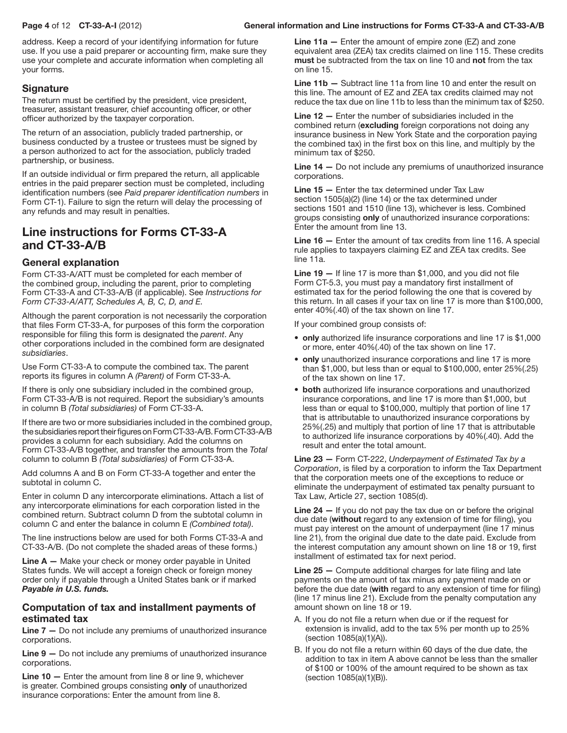address. Keep a record of your identifying information for future use. If you use a paid preparer or accounting firm, make sure they use your complete and accurate information when completing all your forms.

### Signature

The return must be certified by the president, vice president, treasurer, assistant treasurer, chief accounting officer, or other officer authorized by the taxpayer corporation.

The return of an association, publicly traded partnership, or business conducted by a trustee or trustees must be signed by a person authorized to act for the association, publicly traded partnership, or business.

If an outside individual or firm prepared the return, all applicable entries in the paid preparer section must be completed, including identification numbers (see *Paid preparer identification numbers* in Form CT-1). Failure to sign the return will delay the processing of any refunds and may result in penalties.

## Line instructions for Forms CT-33-A and CT-33-A/B

### General explanation

Form CT-33-A/ATT must be completed for each member of the combined group, including the parent, prior to completing Form CT-33-A and CT-33-A/B (if applicable). See *Instructions for Form CT-33-A/ATT, Schedules A, B, C, D, and E.*

Although the parent corporation is not necessarily the corporation that files Form CT-33-A, for purposes of this form the corporation responsible for filing this form is designated the *parent*. Any other corporations included in the combined form are designated *subsidiaries*.

Use Form CT-33-A to compute the combined tax. The parent reports its figures in column A *(Parent)* of Form CT-33-A.

If there is only one subsidiary included in the combined group, Form CT-33-A/B is not required. Report the subsidiary's amounts in column B *(Total subsidiaries)* of Form CT-33-A.

If there are two or more subsidiaries included in the combined group, the subsidiaries report their figures on Form CT-33-A/B. Form CT-33-A/B provides a column for each subsidiary. Add the columns on Form CT-33-A/B together, and transfer the amounts from the *Total* column to column B *(Total subsidiaries)* of Form CT-33-A.

Add columns A and B on Form CT-33-A together and enter the subtotal in column C.

Enter in column D any intercorporate eliminations. Attach a list of any intercorporate eliminations for each corporation listed in the combined return. Subtract column D from the subtotal column in column C and enter the balance in column E *(Combined total)*.

The line instructions below are used for both Forms CT-33-A and CT-33-A/B. (Do not complete the shaded areas of these forms.)

**Line A —** Make your check or money order payable in United States funds. We will accept a foreign check or foreign money order only if payable through a United States bank or if marked ***Payable in U.S. funds.***

### Computation of tax and installment payments of estimated tax

**Line 7 —** Do not include any premiums of unauthorized insurance corporations.

**Line 9 —** Do not include any premiums of unauthorized insurance corporations.

**Line 10 —** Enter the amount from line 8 or line 9, whichever is greater. Combined groups consisting **only** of unauthorized insurance corporations: Enter the amount from line 8.

**Line 11a —** Enter the amount of empire zone (EZ) and zone equivalent area (ZEA) tax credits claimed on line 115. These credits **must** be subtracted from the tax on line 10 and **not** from the tax on line 15.

**Line 11b —** Subtract line 11a from line 10 and enter the result on this line. The amount of EZ and ZEA tax credits claimed may not reduce the tax due on line 11b to less than the minimum tax of $250.

**Line 12 —** Enter the number of subsidiaries included in the combined return (**excluding** foreign corporations not doing any insurance business in New York State and the corporation paying the combined tax) in the first box on this line, and multiply by the minimum tax of $250.

**Line 14 —** Do not include any premiums of unauthorized insurance corporations.

**Line 15 —** Enter the tax determined under Tax Law section 1505(a)(2) (line 14) or the tax determined under sections 1501 and 1510 (line 13), whichever is less. Combined groups consisting **only** of unauthorized insurance corporations: Enter the amount from line 13.

**Line 16 —** Enter the amount of tax credits from line 116. A special rule applies to taxpayers claiming EZ and ZEA tax credits. See line 11a.

**Line 19 —** If line 17 is more than $1,000, and you did not file Form CT-5.3, you must pay a mandatory first installment of estimated tax for the period following the one that is covered by this return. In all cases if your tax on line 17 is more than $100,000, enter 40%(.40) of the tax shown on line 17.

If your combined group consists of:

- **only** authorized life insurance corporations and line 17 is $1,000 or more, enter 40%(.40) of the tax shown on line 17.
- **only** unauthorized insurance corporations and line 17 is more than $1,000, but less than or equal to $100,000, enter 25%(.25) of the tax shown on line 17.
- **both** authorized life insurance corporations and unauthorized insurance corporations, and line 17 is more than $1,000, but less than or equal to $100,000, multiply that portion of line 17 that is attributable to unauthorized insurance corporations by 25%(.25) and multiply that portion of line 17 that is attributable to authorized life insurance corporations by 40%(.40). Add the result and enter the total amount.

**Line 23 —** Form CT-222, *Underpayment of Estimated Tax by a Corporation*, is filed by a corporation to inform the Tax Department that the corporation meets one of the exceptions to reduce or eliminate the underpayment of estimated tax penalty pursuant to Tax Law, Article 27, section 1085(d).

**Line 24 —** If you do not pay the tax due on or before the original due date (**without** regard to any extension of time for filing), you must pay interest on the amount of underpayment (line 17 minus line 21), from the original due date to the date paid. Exclude from the interest computation any amount shown on line 18 or 19, first installment of estimated tax for next period.

**Line 25 —** Compute additional charges for late filing and late payments on the amount of tax minus any payment made on or before the due date (**with** regard to any extension of time for filing) (line 17 minus line 21). Exclude from the penalty computation any amount shown on line 18 or 19.

A. If you do not file a return when due or if the request for extension is invalid, add to the tax 5% per month up to 25% (section 1085(a)(1)(A)).

B. If you do not file a return within 60 days of the due date, the addition to tax in item A above cannot be less than the smaller of $100 or 100% of the amount required to be shown as tax (section 1085(a)(1)(B)).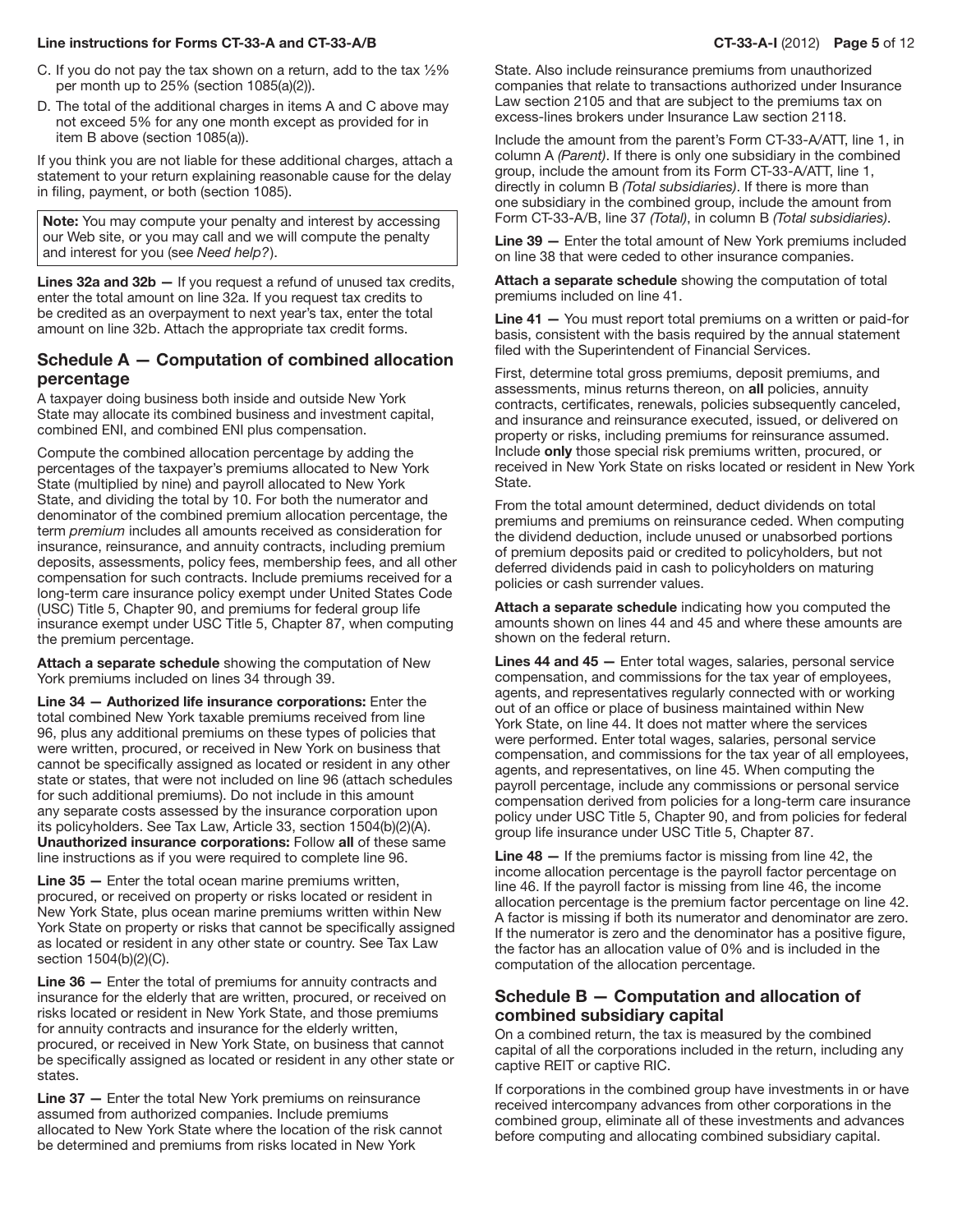C. If you do not pay the tax shown on a return, add to the tax ½% per month up to 25% (section 1085(a)(2)).

D. The total of the additional charges in items A and C above may not exceed 5% for any one month except as provided for in item B above (section 1085(a)).

If you think you are not liable for these additional charges, attach a statement to your return explaining reasonable cause for the delay in filing, payment, or both (section 1085).

**Note:** You may compute your penalty and interest by accessing our Web site, or you may call and we will compute the penalty and interest for you (see *Need help?*).

**Lines 32a and 32b —** If you request a refund of unused tax credits, enter the total amount on line 32a. If you request tax credits to be credited as an overpayment to next year's tax, enter the total amount on line 32b. Attach the appropriate tax credit forms.

## Schedule A — Computation of combined allocation percentage

A taxpayer doing business both inside and outside New York State may allocate its combined business and investment capital, combined ENI, and combined ENI plus compensation.

Compute the combined allocation percentage by adding the percentages of the taxpayer's premiums allocated to New York State (multiplied by nine) and payroll allocated to New York State, and dividing the total by 10. For both the numerator and denominator of the combined premium allocation percentage, the term *premium* includes all amounts received as consideration for insurance, reinsurance, and annuity contracts, including premium deposits, assessments, policy fees, membership fees, and all other compensation for such contracts. Include premiums received for a long-term care insurance policy exempt under United States Code (USC) Title 5, Chapter 90, and premiums for federal group life insurance exempt under USC Title 5, Chapter 87, when computing the premium percentage.

**Attach a separate schedule** showing the computation of New York premiums included on lines 34 through 39.

**Line 34 — Authorized life insurance corporations:** Enter the total combined New York taxable premiums received from line 96, plus any additional premiums on these types of policies that were written, procured, or received in New York on business that cannot be specifically assigned as located or resident in any other state or states, that were not included on line 96 (attach schedules for such additional premiums). Do not include in this amount any separate costs assessed by the insurance corporation upon its policyholders. See Tax Law, Article 33, section 1504(b)(2)(A). **Unauthorized insurance corporations:** Follow **all** of these same line instructions as if you were required to complete line 96.

**Line 35 —** Enter the total ocean marine premiums written, procured, or received on property or risks located or resident in New York State, plus ocean marine premiums written within New York State on property or risks that cannot be specifically assigned as located or resident in any other state or country. See Tax Law section 1504(b)(2)(C).

**Line 36 —** Enter the total of premiums for annuity contracts and insurance for the elderly that are written, procured, or received on risks located or resident in New York State, and those premiums for annuity contracts and insurance for the elderly written, procured, or received in New York State, on business that cannot be specifically assigned as located or resident in any other state or states.

**Line 37 —** Enter the total New York premiums on reinsurance assumed from authorized companies. Include premiums allocated to New York State where the location of the risk cannot be determined and premiums from risks located in New York State. Also include reinsurance premiums from unauthorized companies that relate to transactions authorized under Insurance Law section 2105 and that are subject to the premiums tax on excess-lines brokers under Insurance Law section 2118.

Include the amount from the parent's Form CT-33-A/ATT, line 1, in column A *(Parent)*. If there is only one subsidiary in the combined group, include the amount from its Form CT-33-A/ATT, line 1, directly in column B *(Total subsidiaries)*. If there is more than one subsidiary in the combined group, include the amount from Form CT-33-A/B, line 37 *(Total)*, in column B *(Total subsidiaries)*.

**Line 39 —** Enter the total amount of New York premiums included on line 38 that were ceded to other insurance companies.

**Attach a separate schedule** showing the computation of total premiums included on line 41.

**Line 41 —** You must report total premiums on a written or paid-for basis, consistent with the basis required by the annual statement filed with the Superintendent of Financial Services.

First, determine total gross premiums, deposit premiums, and assessments, minus returns thereon, on **all** policies, annuity contracts, certificates, renewals, policies subsequently canceled, and insurance and reinsurance executed, issued, or delivered on property or risks, including premiums for reinsurance assumed. Include **only** those special risk premiums written, procured, or received in New York State on risks located or resident in New York State.

From the total amount determined, deduct dividends on total premiums and premiums on reinsurance ceded. When computing the dividend deduction, include unused or unabsorbed portions of premium deposits paid or credited to policyholders, but not deferred dividends paid in cash to policyholders on maturing policies or cash surrender values.

**Attach a separate schedule** indicating how you computed the amounts shown on lines 44 and 45 and where these amounts are shown on the federal return.

**Lines 44 and 45 —** Enter total wages, salaries, personal service compensation, and commissions for the tax year of employees, agents, and representatives regularly connected with or working out of an office or place of business maintained within New York State, on line 44. It does not matter where the services were performed. Enter total wages, salaries, personal service compensation, and commissions for the tax year of all employees, agents, and representatives, on line 45. When computing the payroll percentage, include any commissions or personal service compensation derived from policies for a long-term care insurance policy under USC Title 5, Chapter 90, and from policies for federal group life insurance under USC Title 5, Chapter 87.

**Line 48 —** If the premiums factor is missing from line 42, the income allocation percentage is the payroll factor percentage on line 46. If the payroll factor is missing from line 46, the income allocation percentage is the premium factor percentage on line 42. A factor is missing if both its numerator and denominator are zero. If the numerator is zero and the denominator has a positive figure, the factor has an allocation value of 0% and is included in the computation of the allocation percentage.

## Schedule B — Computation and allocation of combined subsidiary capital

On a combined return, the tax is measured by the combined capital of all the corporations included in the return, including any captive REIT or captive RIC.

If corporations in the combined group have investments in or have received intercompany advances from other corporations in the combined group, eliminate all of these investments and advances before computing and allocating combined subsidiary capital.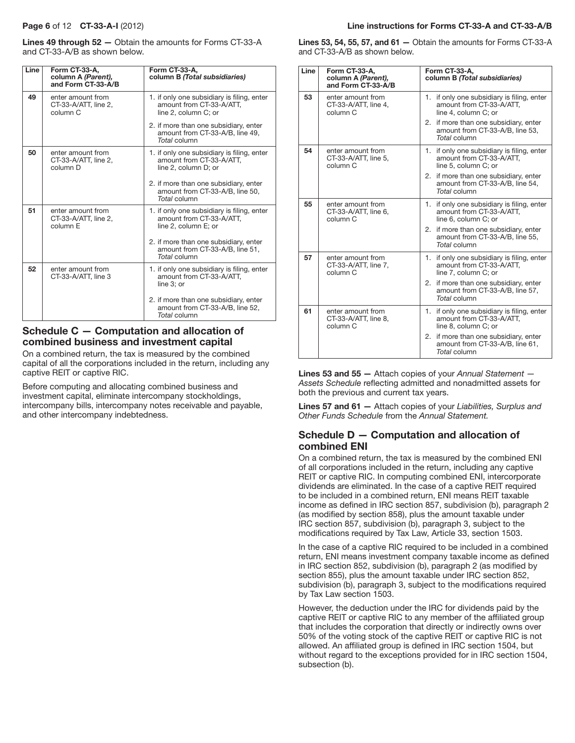**Lines 49 through 52 —** Obtain the amounts for Forms CT-33-A and CT-33-A/B as shown below.

| Line | Form CT-33-A, column A *(Parent)*, and Form CT-33-A/B | Form CT-33-A, column B *(Total subsidiaries)* |
|---|---|---|
| 49 | enter amount from CT-33-A/ATT, line 2, column C | 1. if only one subsidiary is filing, enter amount from CT-33-A/ATT, line 2, column C; or 2. if more than one subsidiary, enter amount from CT-33-A/B, line 49, *Total* column |
| 50 | enter amount from CT-33-A/ATT, line 2, column D | 1. if only one subsidiary is filing, enter amount from CT-33-A/ATT, line 2, column D; or 2. if more than one subsidiary, enter amount from CT-33-A/B, line 50, *Total* column |
| 51 | enter amount from CT-33-A/ATT, line 2, column E | 1. if only one subsidiary is filing, enter amount from CT-33-A/ATT, line 2, column E; or 2. if more than one subsidiary, enter amount from CT-33-A/B, line 51, *Total* column |
| 52 | enter amount from CT-33-A/ATT, line 3 | 1. if only one subsidiary is filing, enter amount from CT-33-A/ATT, line 3; or 2. if more than one subsidiary, enter amount from CT-33-A/B, line 52, *Total* column |

## Schedule C — Computation and allocation of combined business and investment capital

On a combined return, the tax is measured by the combined capital of all the corporations included in the return, including any captive REIT or captive RIC.

Before computing and allocating combined business and investment capital, eliminate intercompany stockholdings, intercompany bills, intercompany notes receivable and payable, and other intercompany indebtedness.

**Lines 53, 54, 55, 57, and 61 —** Obtain the amounts for Forms CT-33-A and CT-33-A/B as shown below.

| Line | Form CT-33-A, column A *(Parent)*, and Form CT-33-A/B | Form CT-33-A, column B *(Total subsidiaries)* |
|---|---|---|
| 53 | enter amount from CT-33-A/ATT, line 4, column C | 1. if only one subsidiary is filing, enter amount from CT-33-A/ATT, line 4, column C; or 2. if more than one subsidiary, enter amount from CT-33-A/B, line 53, *Total* column |
| 54 | enter amount from CT-33-A/ATT, line 5, column C | 1. if only one subsidiary is filing, enter amount from CT-33-A/ATT, line 5, column C; or 2. if more than one subsidiary, enter amount from CT-33-A/B, line 54, *Total* column |
| 55 | enter amount from CT-33-A/ATT, line 6, column C | 1. if only one subsidiary is filing, enter amount from CT-33-A/ATT, line 6, column C; or 2. if more than one subsidiary, enter amount from CT-33-A/B, line 55, *Total* column |
| 57 | enter amount from CT-33-A/ATT, line 7, column C | 1. if only one subsidiary is filing, enter amount from CT-33-A/ATT, line 7, column C; or 2. if more than one subsidiary, enter amount from CT-33-A/B, line 57, *Total* column |
| 61 | enter amount from CT-33-A/ATT, line 8, column C | 1. if only one subsidiary is filing, enter amount from CT-33-A/ATT, line 8, column C; or 2. if more than one subsidiary, enter amount from CT-33-A/B, line 61, *Total* column |

**Lines 53 and 55 —** Attach copies of your *Annual Statement — Assets Schedule* reflecting admitted and nonadmitted assets for both the previous and current tax years.

**Lines 57 and 61 —** Attach copies of your *Liabilities, Surplus and Other Funds Schedule* from the *Annual Statement.*

## Schedule D — Computation and allocation of combined ENI

On a combined return, the tax is measured by the combined ENI of all corporations included in the return, including any captive REIT or captive RIC. In computing combined ENI, intercorporate dividends are eliminated. In the case of a captive REIT required to be included in a combined return, ENI means REIT taxable income as defined in IRC section 857, subdivision (b), paragraph 2 (as modified by section 858), plus the amount taxable under IRC section 857, subdivision (b), paragraph 3, subject to the modifications required by Tax Law, Article 33, section 1503.

In the case of a captive RIC required to be included in a combined return, ENI means investment company taxable income as defined in IRC section 852, subdivision (b), paragraph 2 (as modified by section 855), plus the amount taxable under IRC section 852, subdivision (b), paragraph 3, subject to the modifications required by Tax Law section 1503.

However, the deduction under the IRC for dividends paid by the captive REIT or captive RIC to any member of the affiliated group that includes the corporation that directly or indirectly owns over 50% of the voting stock of the captive REIT or captive RIC is not allowed. An affiliated group is defined in IRC section 1504, but without regard to the exceptions provided for in IRC section 1504, subsection (b).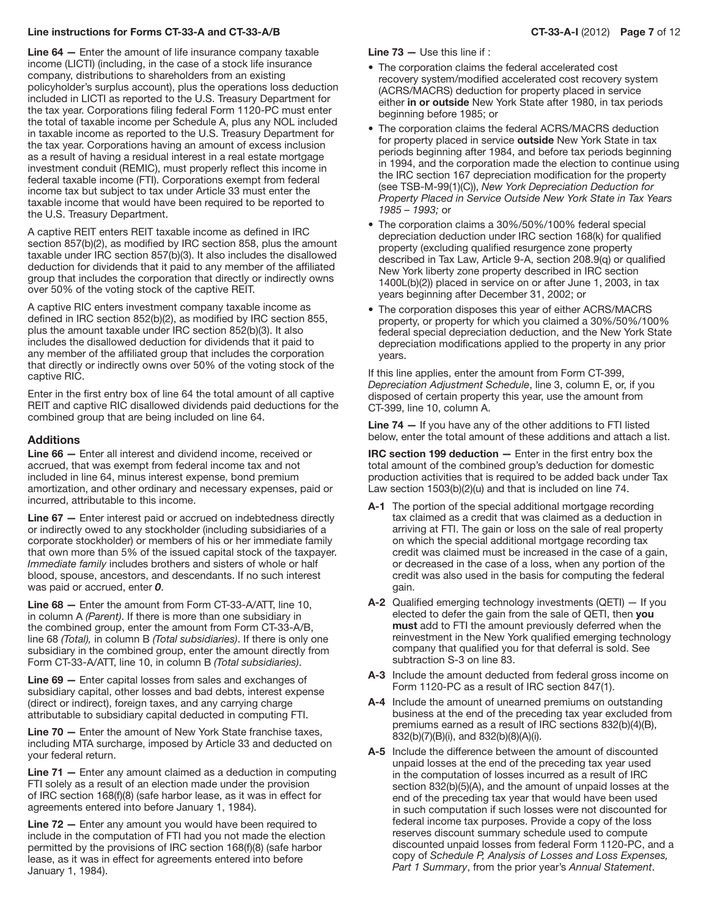**Line 64 —** Enter the amount of life insurance company taxable income (LICTI) (including, in the case of a stock life insurance company, distributions to shareholders from an existing policyholder's surplus account), plus the operations loss deduction included in LICTI as reported to the U.S. Treasury Department for the tax year. Corporations filing federal Form 1120-PC must enter the total of taxable income per Schedule A, plus any NOL included in taxable income as reported to the U.S. Treasury Department for the tax year. Corporations having an amount of excess inclusion as a result of having a residual interest in a real estate mortgage investment conduit (REMIC), must properly reflect this income in federal taxable income (FTI). Corporations exempt from federal income tax but subject to tax under Article 33 must enter the taxable income that would have been required to be reported to the U.S. Treasury Department.

A captive REIT enters REIT taxable income as defined in IRC section 857(b)(2), as modified by IRC section 858, plus the amount taxable under IRC section 857(b)(3). It also includes the disallowed deduction for dividends that it paid to any member of the affiliated group that includes the corporation that directly or indirectly owns over 50% of the voting stock of the captive REIT.

A captive RIC enters investment company taxable income as defined in IRC section 852(b)(2), as modified by IRC section 855, plus the amount taxable under IRC section 852(b)(3). It also includes the disallowed deduction for dividends that it paid to any member of the affiliated group that includes the corporation that directly or indirectly owns over 50% of the voting stock of the captive RIC.

Enter in the first entry box of line 64 the total amount of all captive REIT and captive RIC disallowed dividends paid deductions for the combined group that are being included on line 64.

### Additions

**Line 66 —** Enter all interest and dividend income, received or accrued, that was exempt from federal income tax and not included in line 64, minus interest expense, bond premium amortization, and other ordinary and necessary expenses, paid or incurred, attributable to this income.

**Line 67 —** Enter interest paid or accrued on indebtedness directly or indirectly owed to any stockholder (including subsidiaries of a corporate stockholder) or members of his or her immediate family that own more than 5% of the issued capital stock of the taxpayer. *Immediate family* includes brothers and sisters of whole or half blood, spouse, ancestors, and descendants. If no such interest was paid or accrued, enter ***0***.

**Line 68 —** Enter the amount from Form CT-33-A/ATT, line 10, in column A *(Parent)*. If there is more than one subsidiary in the combined group, enter the amount from Form CT-33-A/B, line 68 *(Total),* in column B *(Total subsidiaries)*. If there is only one subsidiary in the combined group, enter the amount directly from Form CT-33-A/ATT, line 10, in column B *(Total subsidiaries)*.

**Line 69 —** Enter capital losses from sales and exchanges of subsidiary capital, other losses and bad debts, interest expense (direct or indirect), foreign taxes, and any carrying charge attributable to subsidiary capital deducted in computing FTI.

**Line 70 —** Enter the amount of New York State franchise taxes, including MTA surcharge, imposed by Article 33 and deducted on your federal return.

**Line 71 —** Enter any amount claimed as a deduction in computing FTI solely as a result of an election made under the provision of IRC section 168(f)(8) (safe harbor lease, as it was in effect for agreements entered into before January 1, 1984).

**Line 72 —** Enter any amount you would have been required to include in the computation of FTI had you not made the election permitted by the provisions of IRC section 168(f)(8) (safe harbor lease, as it was in effect for agreements entered into before January 1, 1984).

**Line 73 —** Use this line if :

- The corporation claims the federal accelerated cost recovery system/modified accelerated cost recovery system (ACRS/MACRS) deduction for property placed in service either **in or outside** New York State after 1980, in tax periods beginning before 1985; or
- The corporation claims the federal ACRS/MACRS deduction for property placed in service **outside** New York State in tax periods beginning after 1984, and before tax periods beginning in 1994, and the corporation made the election to continue using the IRC section 167 depreciation modification for the property (see TSB-M-99(1)(C)), *New York Depreciation Deduction for Property Placed in Service Outside New York State in Tax Years 1985 – 1993;* or
- The corporation claims a 30%/50%/100% federal special depreciation deduction under IRC section 168(k) for qualified property (excluding qualified resurgence zone property described in Tax Law, Article 9-A, section 208.9(q) or qualified New York liberty zone property described in IRC section 1400L(b)(2)) placed in service on or after June 1, 2003, in tax years beginning after December 31, 2002; or
- The corporation disposes this year of either ACRS/MACRS property, or property for which you claimed a 30%/50%/100% federal special depreciation deduction, and the New York State depreciation modifications applied to the property in any prior years.

If this line applies, enter the amount from Form CT-399, *Depreciation Adjustment Schedule*, line 3, column E, or, if you disposed of certain property this year, use the amount from CT-399, line 10, column A.

**Line 74 —** If you have any of the other additions to FTI listed below, enter the total amount of these additions and attach a list.

**IRC section 199 deduction —** Enter in the first entry box the total amount of the combined group's deduction for domestic production activities that is required to be added back under Tax Law section 1503(b)(2)(u) and that is included on line 74.

**A-1** The portion of the special additional mortgage recording tax claimed as a credit that was claimed as a deduction in arriving at FTI. The gain or loss on the sale of real property on which the special additional mortgage recording tax credit was claimed must be increased in the case of a gain, or decreased in the case of a loss, when any portion of the credit was also used in the basis for computing the federal gain.

**A-2** Qualified emerging technology investments (QETI) — If you elected to defer the gain from the sale of QETI, then **you must** add to FTI the amount previously deferred when the reinvestment in the New York qualified emerging technology company that qualified you for that deferral is sold. See subtraction S-3 on line 83.

**A-3** Include the amount deducted from federal gross income on Form 1120-PC as a result of IRC section 847(1).

**A-4** Include the amount of unearned premiums on outstanding business at the end of the preceding tax year excluded from premiums earned as a result of IRC sections 832(b)(4)(B), 832(b)(7)(B)(i), and 832(b)(8)(A)(i).

**A-5** Include the difference between the amount of discounted unpaid losses at the end of the preceding tax year used in the computation of losses incurred as a result of IRC section 832(b)(5)(A), and the amount of unpaid losses at the end of the preceding tax year that would have been used in such computation if such losses were not discounted for federal income tax purposes. Provide a copy of the loss reserves discount summary schedule used to compute discounted unpaid losses from federal Form 1120-PC, and a copy of *Schedule P, Analysis of Losses and Loss Expenses, Part 1 Summary*, from the prior year's *Annual Statement*.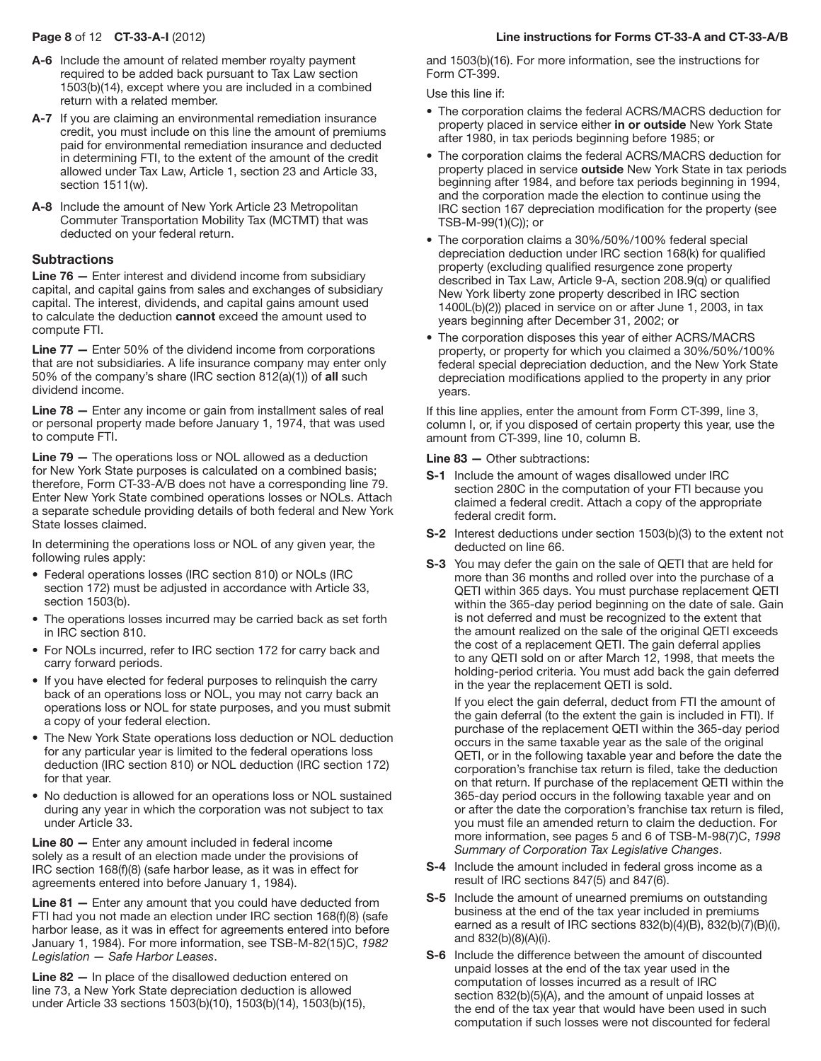**A-6** Include the amount of related member royalty payment required to be added back pursuant to Tax Law section 1503(b)(14), except where you are included in a combined return with a related member.

**A-7** If you are claiming an environmental remediation insurance credit, you must include on this line the amount of premiums paid for environmental remediation insurance and deducted in determining FTI, to the extent of the amount of the credit allowed under Tax Law, Article 1, section 23 and Article 33, section 1511(w).

**A-8** Include the amount of New York Article 23 Metropolitan Commuter Transportation Mobility Tax (MCTMT) that was deducted on your federal return.

### Subtractions

**Line 76 —** Enter interest and dividend income from subsidiary capital, and capital gains from sales and exchanges of subsidiary capital. The interest, dividends, and capital gains amount used to calculate the deduction **cannot** exceed the amount used to compute FTI.

**Line 77 —** Enter 50% of the dividend income from corporations that are not subsidiaries. A life insurance company may enter only 50% of the company's share (IRC section 812(a)(1)) of **all** such dividend income.

**Line 78 —** Enter any income or gain from installment sales of real or personal property made before January 1, 1974, that was used to compute FTI.

**Line 79 —** The operations loss or NOL allowed as a deduction for New York State purposes is calculated on a combined basis; therefore, Form CT-33-A/B does not have a corresponding line 79. Enter New York State combined operations losses or NOLs. Attach a separate schedule providing details of both federal and New York State losses claimed.

In determining the operations loss or NOL of any given year, the following rules apply:

- Federal operations losses (IRC section 810) or NOLs (IRC section 172) must be adjusted in accordance with Article 33, section 1503(b).
- The operations losses incurred may be carried back as set forth in IRC section 810.
- For NOLs incurred, refer to IRC section 172 for carry back and carry forward periods.
- If you have elected for federal purposes to relinquish the carry back of an operations loss or NOL, you may not carry back an operations loss or NOL for state purposes, and you must submit a copy of your federal election.
- The New York State operations loss deduction or NOL deduction for any particular year is limited to the federal operations loss deduction (IRC section 810) or NOL deduction (IRC section 172) for that year.
- No deduction is allowed for an operations loss or NOL sustained during any year in which the corporation was not subject to tax under Article 33.

**Line 80 —** Enter any amount included in federal income solely as a result of an election made under the provisions of IRC section 168(f)(8) (safe harbor lease, as it was in effect for agreements entered into before January 1, 1984).

**Line 81 —** Enter any amount that you could have deducted from FTI had you not made an election under IRC section 168(f)(8) (safe harbor lease, as it was in effect for agreements entered into before January 1, 1984). For more information, see TSB-M-82(15)C, *1982 Legislation — Safe Harbor Leases*.

**Line 82 —** In place of the disallowed deduction entered on line 73, a New York State depreciation deduction is allowed under Article 33 sections 1503(b)(10), 1503(b)(14), 1503(b)(15), and 1503(b)(16). For more information, see the instructions for Form CT-399.

Use this line if:

- The corporation claims the federal ACRS/MACRS deduction for property placed in service either **in or outside** New York State after 1980, in tax periods beginning before 1985; or
- The corporation claims the federal ACRS/MACRS deduction for property placed in service **outside** New York State in tax periods beginning after 1984, and before tax periods beginning in 1994, and the corporation made the election to continue using the IRC section 167 depreciation modification for the property (see TSB-M-99(1)(C)); or
- The corporation claims a 30%/50%/100% federal special depreciation deduction under IRC section 168(k) for qualified property (excluding qualified resurgence zone property described in Tax Law, Article 9-A, section 208.9(q) or qualified New York liberty zone property described in IRC section 1400L(b)(2)) placed in service on or after June 1, 2003, in tax years beginning after December 31, 2002; or
- The corporation disposes this year of either ACRS/MACRS property, or property for which you claimed a 30%/50%/100% federal special depreciation deduction, and the New York State depreciation modifications applied to the property in any prior years.

If this line applies, enter the amount from Form CT-399, line 3, column I, or, if you disposed of certain property this year, use the amount from CT-399, line 10, column B.

**Line 83 —** Other subtractions:

**S-1** Include the amount of wages disallowed under IRC section 280C in the computation of your FTI because you claimed a federal credit. Attach a copy of the appropriate federal credit form.

**S-2** Interest deductions under section 1503(b)(3) to the extent not deducted on line 66.

**S-3** You may defer the gain on the sale of QETI that are held for more than 36 months and rolled over into the purchase of a QETI within 365 days. You must purchase replacement QETI within the 365-day period beginning on the date of sale. Gain is not deferred and must be recognized to the extent that the amount realized on the sale of the original QETI exceeds the cost of a replacement QETI. The gain deferral applies to any QETI sold on or after March 12, 1998, that meets the holding-period criteria. You must add back the gain deferred in the year the replacement QETI is sold.

If you elect the gain deferral, deduct from FTI the amount of the gain deferral (to the extent the gain is included in FTI). If purchase of the replacement QETI within the 365-day period occurs in the same taxable year as the sale of the original QETI, or in the following taxable year and before the date the corporation's franchise tax return is filed, take the deduction on that return. If purchase of the replacement QETI within the 365-day period occurs in the following taxable year and on or after the date the corporation's franchise tax return is filed, you must file an amended return to claim the deduction. For more information, see pages 5 and 6 of TSB-M-98(7)C, *1998 Summary of Corporation Tax Legislative Changes*.

**S-4** Include the amount included in federal gross income as a result of IRC sections 847(5) and 847(6).

**S-5** Include the amount of unearned premiums on outstanding business at the end of the tax year included in premiums earned as a result of IRC sections 832(b)(4)(B), 832(b)(7)(B)(i), and 832(b)(8)(A)(i).

**S-6** Include the difference between the amount of discounted unpaid losses at the end of the tax year used in the computation of losses incurred as a result of IRC section 832(b)(5)(A), and the amount of unpaid losses at the end of the tax year that would have been used in such computation if such losses were not discounted for federal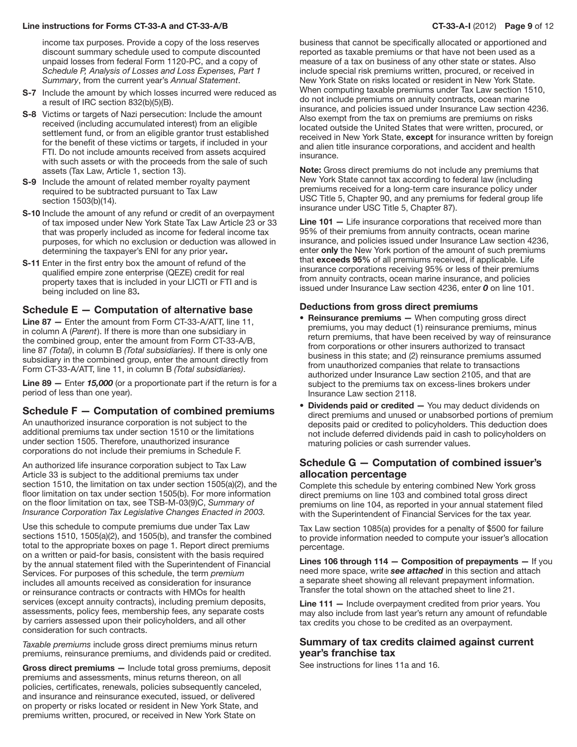income tax purposes. Provide a copy of the loss reserves discount summary schedule used to compute discounted unpaid losses from federal Form 1120-PC, and a copy of *Schedule P, Analysis of Losses and Loss Expenses, Part 1 Summary*, from the current year's *Annual Statement*.

**S-7** Include the amount by which losses incurred were reduced as a result of IRC section 832(b)(5)(B).

**S-8** Victims or targets of Nazi persecution: Include the amount received (including accumulated interest) from an eligible settlement fund, or from an eligible grantor trust established for the benefit of these victims or targets, if included in your FTI. Do not include amounts received from assets acquired with such assets or with the proceeds from the sale of such assets (Tax Law, Article 1, section 13).

**S-9** Include the amount of related member royalty payment required to be subtracted pursuant to Tax Law section 1503(b)(14).

**S-10** Include the amount of any refund or credit of an overpayment of tax imposed under New York State Tax Law Article 23 or 33 that was properly included as income for federal income tax purposes, for which no exclusion or deduction was allowed in determining the taxpayer's ENI for any prior year**.**

**S-11** Enter in the first entry box the amount of refund of the qualified empire zone enterprise (QEZE) credit for real property taxes that is included in your LICTI or FTI and is being included on line 83**.**

## Schedule E — Computation of alternative base

**Line 87 —** Enter the amount from Form CT-33-A/ATT, line 11, in column A (*Parent*). If there is more than one subsidiary in the combined group, enter the amount from Form CT-33-A/B, line 87 *(Total)*, in column B *(Total subsidiaries)*. If there is only one subsidiary in the combined group, enter the amount directly from Form CT-33-A/ATT, line 11, in column B *(Total subsidiaries)*.

**Line 89 —** Enter ***15,000*** (or a proportionate part if the return is for a period of less than one year).

## Schedule F — Computation of combined premiums

An unauthorized insurance corporation is not subject to the additional premiums tax under section 1510 or the limitations under section 1505. Therefore, unauthorized insurance corporations do not include their premiums in Schedule F.

An authorized life insurance corporation subject to Tax Law Article 33 is subject to the additional premiums tax under section 1510, the limitation on tax under section 1505(a)(2), and the floor limitation on tax under section 1505(b). For more information on the floor limitation on tax, see TSB-M-03(9)C, *Summary of Insurance Corporation Tax Legislative Changes Enacted in 2003*.

Use this schedule to compute premiums due under Tax Law sections 1510, 1505(a)(2), and 1505(b), and transfer the combined total to the appropriate boxes on page 1. Report direct premiums on a written or paid-for basis, consistent with the basis required by the annual statement filed with the Superintendent of Financial Services. For purposes of this schedule, the term *premium* includes all amounts received as consideration for insurance or reinsurance contracts or contracts with HMOs for health services (except annuity contracts), including premium deposits, assessments, policy fees, membership fees, any separate costs by carriers assessed upon their policyholders, and all other consideration for such contracts.

*Taxable premiums* include gross direct premiums minus return premiums, reinsurance premiums, and dividends paid or credited.

**Gross direct premiums —** Include total gross premiums, deposit premiums and assessments, minus returns thereon, on all policies, certificates, renewals, policies subsequently canceled, and insurance and reinsurance executed, issued, or delivered on property or risks located or resident in New York State, and premiums written, procured, or received in New York State on business that cannot be specifically allocated or apportioned and reported as taxable premiums or that have not been used as a measure of a tax on business of any other state or states. Also include special risk premiums written, procured, or received in New York State on risks located or resident in New York State. When computing taxable premiums under Tax Law section 1510, do not include premiums on annuity contracts, ocean marine insurance, and policies issued under Insurance Law section 4236. Also exempt from the tax on premiums are premiums on risks located outside the United States that were written, procured, or received in New York State, **except** for insurance written by foreign and alien title insurance corporations, and accident and health insurance.

**Note:** Gross direct premiums do not include any premiums that New York State cannot tax according to federal law (including premiums received for a long-term care insurance policy under USC Title 5, Chapter 90, and any premiums for federal group life insurance under USC Title 5, Chapter 87).

**Line 101 —** Life insurance corporations that received more than 95% of their premiums from annuity contracts, ocean marine insurance, and policies issued under Insurance Law section 4236, enter **only** the New York portion of the amount of such premiums that **exceeds 95%** of all premiums received, if applicable. Life insurance corporations receiving 95% or less of their premiums from annuity contracts, ocean marine insurance, and policies issued under Insurance Law section 4236, enter ***0*** on line 101.

### Deductions from gross direct premiums

- **Reinsurance premiums —** When computing gross direct premiums, you may deduct (1) reinsurance premiums, minus return premiums, that have been received by way of reinsurance from corporations or other insurers authorized to transact business in this state; and (2) reinsurance premiums assumed from unauthorized companies that relate to transactions authorized under Insurance Law section 2105, and that are subject to the premiums tax on excess-lines brokers under Insurance Law section 2118.
- **Dividends paid or credited —** You may deduct dividends on direct premiums and unused or unabsorbed portions of premium deposits paid or credited to policyholders. This deduction does not include deferred dividends paid in cash to policyholders on maturing policies or cash surrender values.

## Schedule G — Computation of combined issuer's allocation percentage

Complete this schedule by entering combined New York gross direct premiums on line 103 and combined total gross direct premiums on line 104, as reported in your annual statement filed with the Superintendent of Financial Services for the tax year.

Tax Law section 1085(a) provides for a penalty of $500 for failure to provide information needed to compute your issuer's allocation percentage.

**Lines 106 through 114 — Composition of prepayments —** If you need more space, write ***see attached*** in this section and attach a separate sheet showing all relevant prepayment information. Transfer the total shown on the attached sheet to line 21.

**Line 111 —** Include overpayment credited from prior years. You may also include from last year's return any amount of refundable tax credits you chose to be credited as an overpayment.

## Summary of tax credits claimed against current year's franchise tax

See instructions for lines 11a and 16.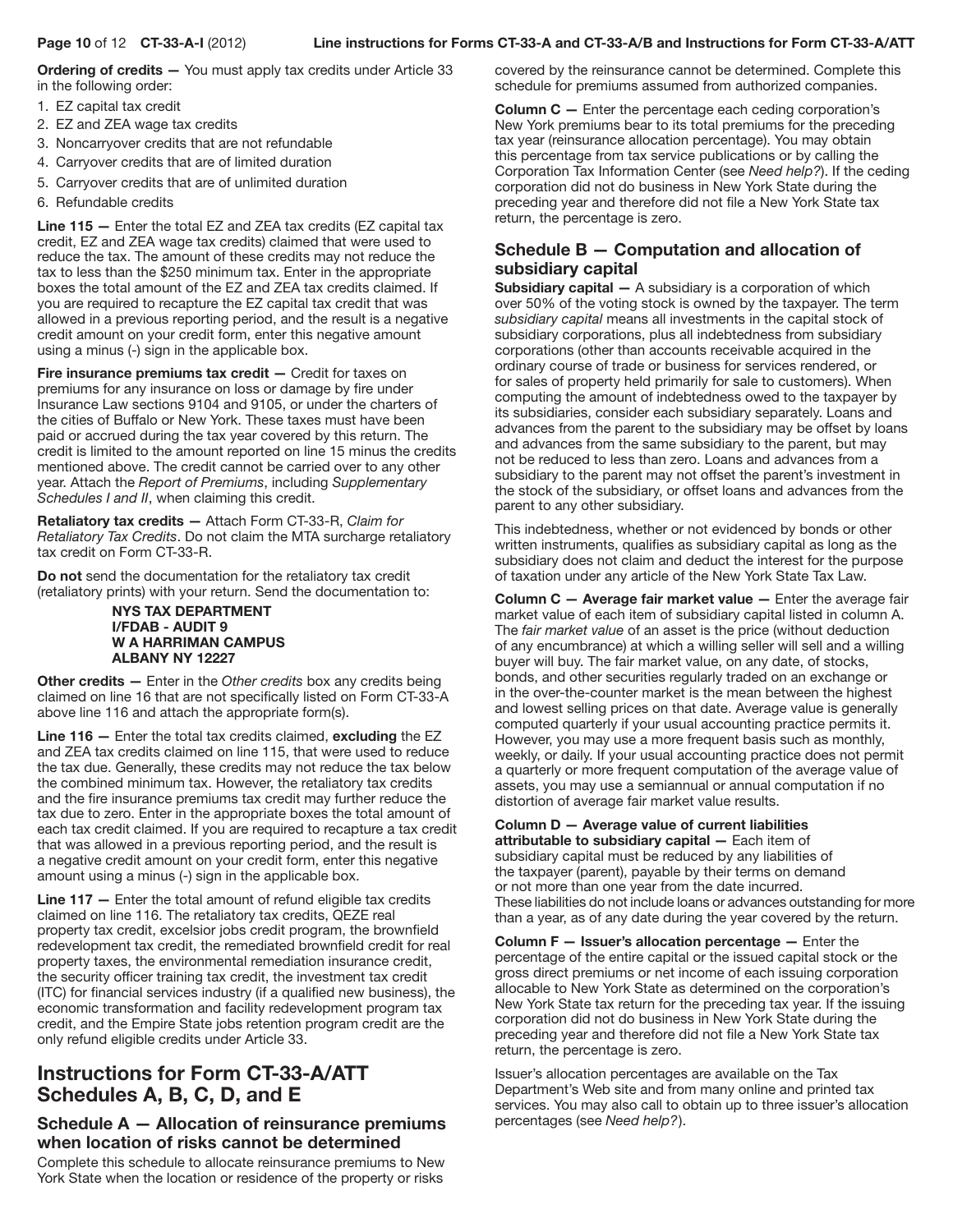**Ordering of credits —** You must apply tax credits under Article 33 in the following order:

1. EZ capital tax credit
2. EZ and ZEA wage tax credits
3. Noncarryover credits that are not refundable
4. Carryover credits that are of limited duration
5. Carryover credits that are of unlimited duration
6. Refundable credits

**Line 115 —** Enter the total EZ and ZEA tax credits (EZ capital tax credit, EZ and ZEA wage tax credits) claimed that were used to reduce the tax. The amount of these credits may not reduce the tax to less than the $250 minimum tax. Enter in the appropriate boxes the total amount of the EZ and ZEA tax credits claimed. If you are required to recapture the EZ capital tax credit that was allowed in a previous reporting period, and the result is a negative credit amount on your credit form, enter this negative amount using a minus (-) sign in the applicable box.

**Fire insurance premiums tax credit —** Credit for taxes on premiums for any insurance on loss or damage by fire under Insurance Law sections 9104 and 9105, or under the charters of the cities of Buffalo or New York. These taxes must have been paid or accrued during the tax year covered by this return. The credit is limited to the amount reported on line 15 minus the credits mentioned above. The credit cannot be carried over to any other year. Attach the *Report of Premiums*, including *Supplementary Schedules I and II*, when claiming this credit.

**Retaliatory tax credits —** Attach Form CT-33-R, *Claim for Retaliatory Tax Credits*. Do not claim the MTA surcharge retaliatory tax credit on Form CT-33-R.

**Do not** send the documentation for the retaliatory tax credit (retaliatory prints) with your return. Send the documentation to:

**NYS TAX DEPARTMENT**
**I/FDAB - AUDIT 9**
**W A HARRIMAN CAMPUS**
**ALBANY NY 12227**

**Other credits —** Enter in the *Other credits* box any credits being claimed on line 16 that are not specifically listed on Form CT-33-A above line 116 and attach the appropriate form(s).

**Line 116 —** Enter the total tax credits claimed, **excluding** the EZ and ZEA tax credits claimed on line 115, that were used to reduce the tax due. Generally, these credits may not reduce the tax below the combined minimum tax. However, the retaliatory tax credits and the fire insurance premiums tax credit may further reduce the tax due to zero. Enter in the appropriate boxes the total amount of each tax credit claimed. If you are required to recapture a tax credit that was allowed in a previous reporting period, and the result is a negative credit amount on your credit form, enter this negative amount using a minus (-) sign in the applicable box.

**Line 117 —** Enter the total amount of refund eligible tax credits claimed on line 116. The retaliatory tax credits, QEZE real property tax credit, excelsior jobs credit program, the brownfield redevelopment tax credit, the remediated brownfield credit for real property taxes, the environmental remediation insurance credit, the security officer training tax credit, the investment tax credit (ITC) for financial services industry (if a qualified new business), the economic transformation and facility redevelopment program tax credit, and the Empire State jobs retention program credit are the only refund eligible credits under Article 33.

# Instructions for Form CT-33-A/ATT Schedules A, B, C, D, and E

## Schedule A — Allocation of reinsurance premiums when location of risks cannot be determined

Complete this schedule to allocate reinsurance premiums to New York State when the location or residence of the property or risks covered by the reinsurance cannot be determined. Complete this schedule for premiums assumed from authorized companies.

**Column C —** Enter the percentage each ceding corporation's New York premiums bear to its total premiums for the preceding tax year (reinsurance allocation percentage). You may obtain this percentage from tax service publications or by calling the Corporation Tax Information Center (see *Need help?*). If the ceding corporation did not do business in New York State during the preceding year and therefore did not file a New York State tax return, the percentage is zero.

## Schedule B — Computation and allocation of subsidiary capital

**Subsidiary capital —** A subsidiary is a corporation of which over 50% of the voting stock is owned by the taxpayer. The term *subsidiary capital* means all investments in the capital stock of subsidiary corporations, plus all indebtedness from subsidiary corporations (other than accounts receivable acquired in the ordinary course of trade or business for services rendered, or for sales of property held primarily for sale to customers). When computing the amount of indebtedness owed to the taxpayer by its subsidiaries, consider each subsidiary separately. Loans and advances from the parent to the subsidiary may be offset by loans and advances from the same subsidiary to the parent, but may not be reduced to less than zero. Loans and advances from a subsidiary to the parent may not offset the parent's investment in the stock of the subsidiary, or offset loans and advances from the parent to any other subsidiary.

This indebtedness, whether or not evidenced by bonds or other written instruments, qualifies as subsidiary capital as long as the subsidiary does not claim and deduct the interest for the purpose of taxation under any article of the New York State Tax Law.

**Column C — Average fair market value —** Enter the average fair market value of each item of subsidiary capital listed in column A. The *fair market value* of an asset is the price (without deduction of any encumbrance) at which a willing seller will sell and a willing buyer will buy. The fair market value, on any date, of stocks, bonds, and other securities regularly traded on an exchange or in the over-the-counter market is the mean between the highest and lowest selling prices on that date. Average value is generally computed quarterly if your usual accounting practice permits it. However, you may use a more frequent basis such as monthly, weekly, or daily. If your usual accounting practice does not permit a quarterly or more frequent computation of the average value of assets, you may use a semiannual or annual computation if no distortion of average fair market value results.

**Column D — Average value of current liabilities attributable to subsidiary capital —** Each item of subsidiary capital must be reduced by any liabilities of the taxpayer (parent), payable by their terms on demand or not more than one year from the date incurred. These liabilities do not include loans or advances outstanding for more than a year, as of any date during the year covered by the return.

**Column F — Issuer's allocation percentage —** Enter the percentage of the entire capital or the issued capital stock or the gross direct premiums or net income of each issuing corporation allocable to New York State as determined on the corporation's New York State tax return for the preceding tax year. If the issuing corporation did not do business in New York State during the preceding year and therefore did not file a New York State tax return, the percentage is zero.

Issuer's allocation percentages are available on the Tax Department's Web site and from many online and printed tax services. You may also call to obtain up to three issuer's allocation percentages (see *Need help?*).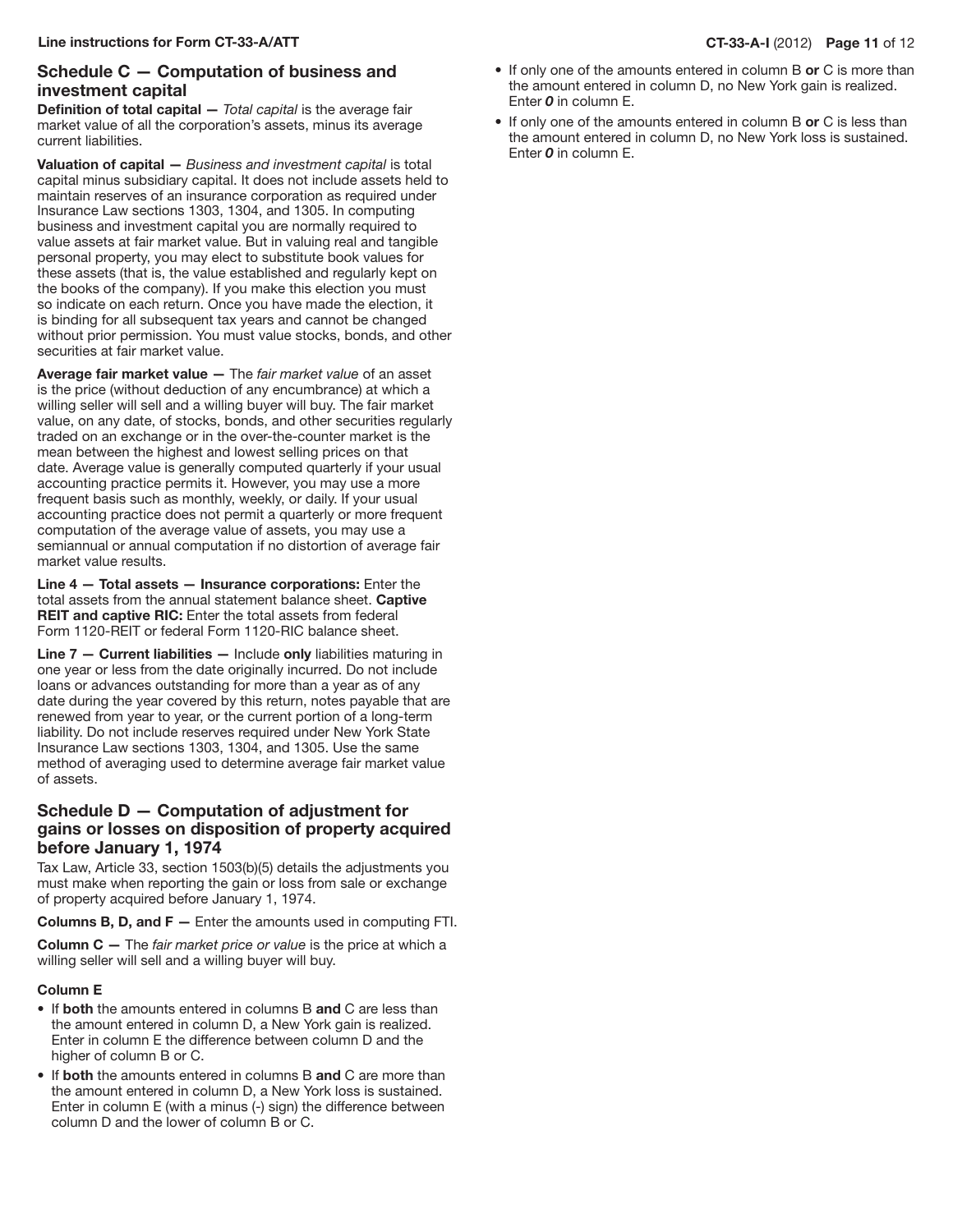## Schedule C — Computation of business and investment capital

**Definition of total capital —** *Total capital* is the average fair market value of all the corporation's assets, minus its average current liabilities.

**Valuation of capital —** *Business and investment capital* is total capital minus subsidiary capital. It does not include assets held to maintain reserves of an insurance corporation as required under Insurance Law sections 1303, 1304, and 1305. In computing business and investment capital you are normally required to value assets at fair market value. But in valuing real and tangible personal property, you may elect to substitute book values for these assets (that is, the value established and regularly kept on the books of the company). If you make this election you must so indicate on each return. Once you have made the election, it is binding for all subsequent tax years and cannot be changed without prior permission. You must value stocks, bonds, and other securities at fair market value.

**Average fair market value —** The *fair market value* of an asset is the price (without deduction of any encumbrance) at which a willing seller will sell and a willing buyer will buy. The fair market value, on any date, of stocks, bonds, and other securities regularly traded on an exchange or in the over-the-counter market is the mean between the highest and lowest selling prices on that date. Average value is generally computed quarterly if your usual accounting practice permits it. However, you may use a more frequent basis such as monthly, weekly, or daily. If your usual accounting practice does not permit a quarterly or more frequent computation of the average value of assets, you may use a semiannual or annual computation if no distortion of average fair market value results.

**Line 4 — Total assets — Insurance corporations:** Enter the total assets from the annual statement balance sheet. **Captive REIT and captive RIC:** Enter the total assets from federal Form 1120-REIT or federal Form 1120-RIC balance sheet.

**Line 7 — Current liabilities —** Include **only** liabilities maturing in one year or less from the date originally incurred. Do not include loans or advances outstanding for more than a year as of any date during the year covered by this return, notes payable that are renewed from year to year, or the current portion of a long-term liability. Do not include reserves required under New York State Insurance Law sections 1303, 1304, and 1305. Use the same method of averaging used to determine average fair market value of assets.

## Schedule D — Computation of adjustment for gains or losses on disposition of property acquired before January 1, 1974

Tax Law, Article 33, section 1503(b)(5) details the adjustments you must make when reporting the gain or loss from sale or exchange of property acquired before January 1, 1974.

**Columns B, D, and F —** Enter the amounts used in computing FTI.

**Column C —** The *fair market price or value* is the price at which a willing seller will sell and a willing buyer will buy.

### Column E

- If **both** the amounts entered in columns B **and** C are less than the amount entered in column D, a New York gain is realized. Enter in column E the difference between column D and the higher of column B or C.
- If **both** the amounts entered in columns B **and** C are more than the amount entered in column D, a New York loss is sustained. Enter in column E (with a minus (-) sign) the difference between column D and the lower of column B or C.
- If only one of the amounts entered in column B **or** C is more than the amount entered in column D, no New York gain is realized. Enter ***0*** in column E.
- If only one of the amounts entered in column B **or** C is less than the amount entered in column D, no New York loss is sustained. Enter ***0*** in column E.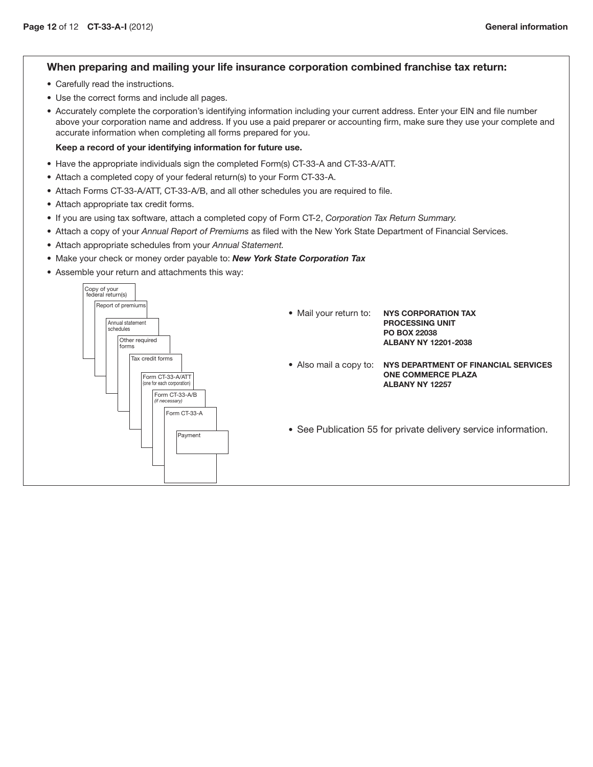## When preparing and mailing your life insurance corporation combined franchise tax return:

- Carefully read the instructions.
- Use the correct forms and include all pages.
- Accurately complete the corporation's identifying information including your current address. Enter your EIN and file number above your corporation name and address. If you use a paid preparer or accounting firm, make sure they use your complete and accurate information when completing all forms prepared for you.

  **Keep a record of your identifying information for future use.**

- Have the appropriate individuals sign the completed Form(s) CT-33-A and CT-33-A/ATT.
- Attach a completed copy of your federal return(s) to your Form CT-33-A.
- Attach Forms CT-33-A/ATT, CT-33-A/B, and all other schedules you are required to file.
- Attach appropriate tax credit forms.
- If you are using tax software, attach a completed copy of Form CT-2, *Corporation Tax Return Summary.*
- Attach a copy of your *Annual Report of Premiums* as filed with the New York State Department of Financial Services.
- Attach appropriate schedules from your *Annual Statement.*
- Make your check or money order payable to: ***New York State Corporation Tax***
- Assemble your return and attachments this way:

Copy of your federal return(s)
Report of premiums
Annual statement schedules
Other required forms
Tax credit forms
Form CT-33-A/ATT (one for each corporation)
Form CT-33-A/B *(if necessary)*
Form CT-33-A
Payment

- Mail your return to: **NYS CORPORATION TAX PROCESSING UNIT PO BOX 22038 ALBANY NY 12201-2038**
- Also mail a copy to: **NYS DEPARTMENT OF FINANCIAL SERVICES ONE COMMERCE PLAZA ALBANY NY 12257**
- See Publication 55 for private delivery service information.